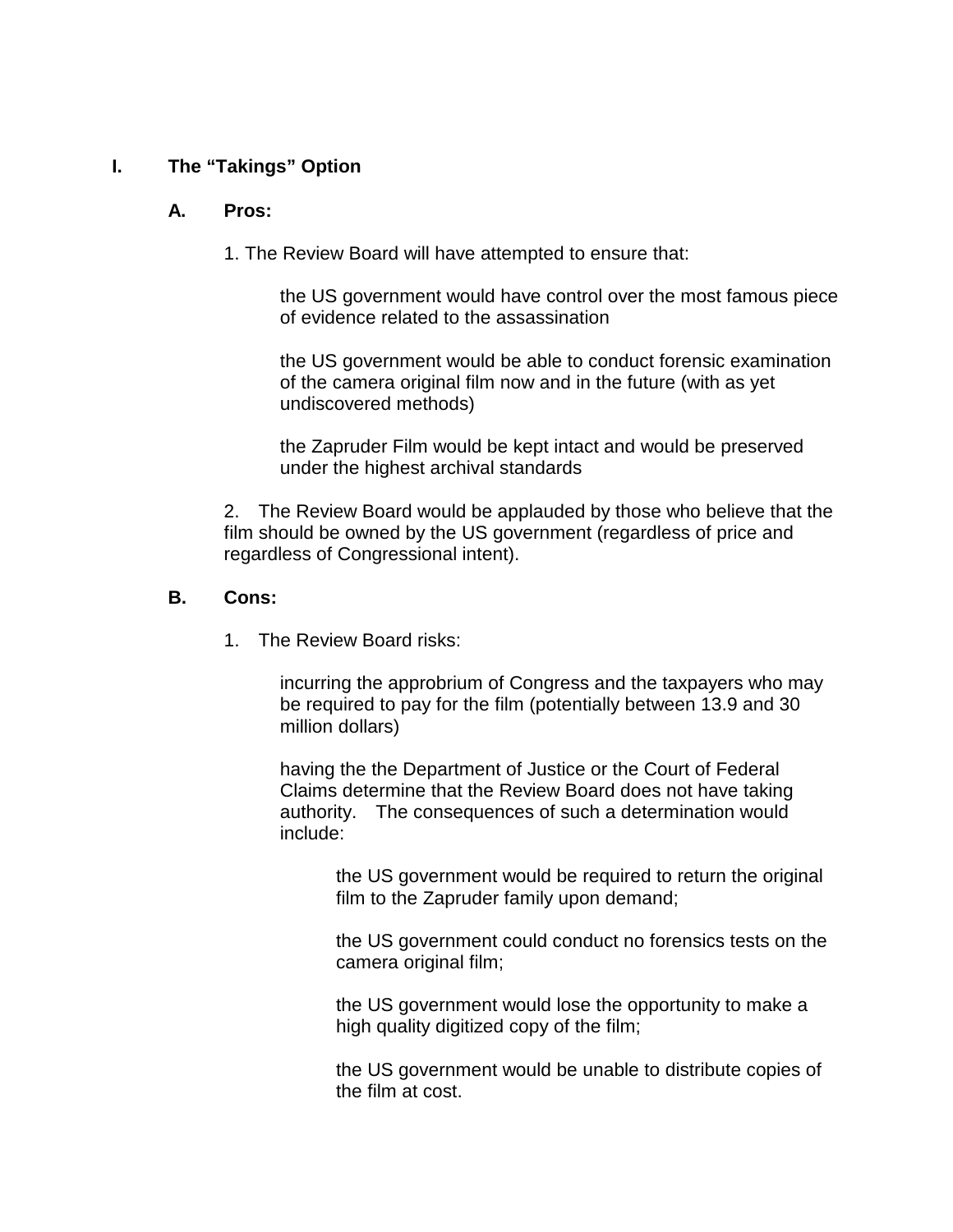# I. The "Takings" Option

## A. Pros:

1. The Review Board will have attempted to ensure that:

   the US government would have control over the most famous piece of evidence related to the assassination

   the US government would be able to conduct forensic examination of the camera original film now and in the future (with as yet undiscovered methods)

   the Zapruder Film would be kept intact and would be preserved under the highest archival standards

2. The Review Board would be applauded by those who believe that the film should be owned by the US government (regardless of price and regardless of Congressional intent).

## B. Cons:

1. The Review Board risks:

   incurring the approbrium of Congress and the taxpayers who may be required to pay for the film (potentially between 13.9 and 30 million dollars)

   having the the Department of Justice or the Court of Federal Claims determine that the Review Board does not have taking authority. The consequences of such a determination would include:

      the US government would be required to return the original film to the Zapruder family upon demand;

      the US government could conduct no forensics tests on the camera original film;

      the US government would lose the opportunity to make a high quality digitized copy of the film;

      the US government would be unable to distribute copies of the film at cost.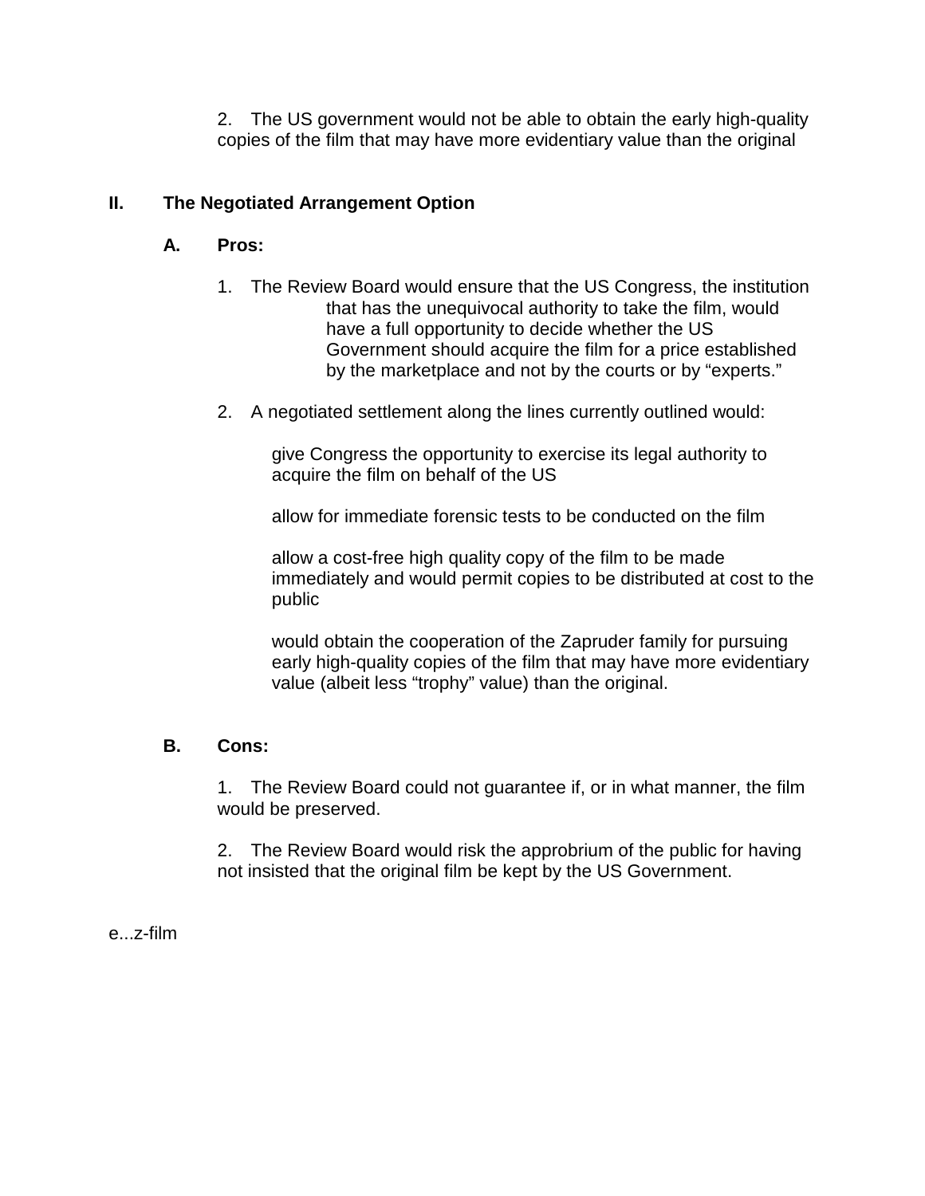2. The US government would not be able to obtain the early high-quality copies of the film that may have more evidentiary value than the original

## II. The Negotiated Arrangement Option

### A. Pros:

1. The Review Board would ensure that the US Congress, the institution that has the unequivocal authority to take the film, would have a full opportunity to decide whether the US Government should acquire the film for a price established by the marketplace and not by the courts or by "experts."

2. A negotiated settlement along the lines currently outlined would:

   give Congress the opportunity to exercise its legal authority to acquire the film on behalf of the US

   allow for immediate forensic tests to be conducted on the film

   allow a cost-free high quality copy of the film to be made immediately and would permit copies to be distributed at cost to the public

   would obtain the cooperation of the Zapruder family for pursuing early high-quality copies of the film that may have more evidentiary value (albeit less "trophy" value) than the original.

### B. Cons:

1. The Review Board could not guarantee if, or in what manner, the film would be preserved.

2. The Review Board would risk the approbrium of the public for having not insisted that the original film be kept by the US Government.

e...z-film